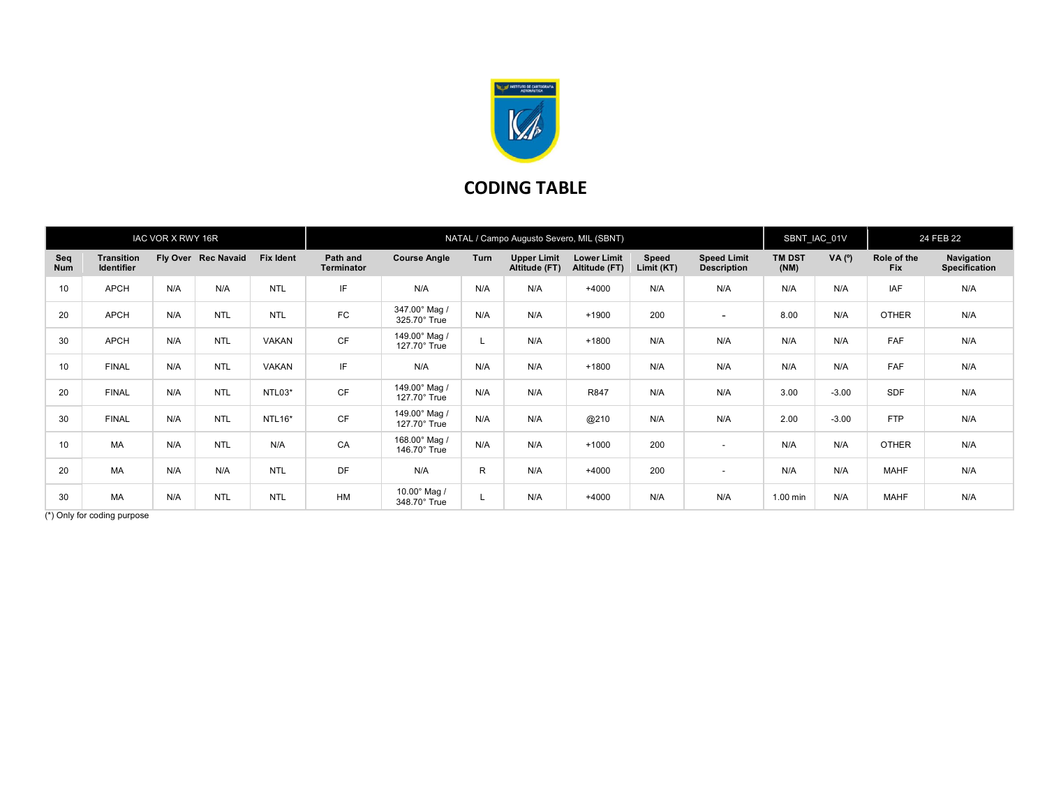# CODING TABLE

| IAC VOR X RWY 16R | | | | | NATAL / Campo Augusto Severo, MIL (SBNT) | | | | | | | SBNT_IAC_01V | | 24 FEB 22 | |
|---|---|---|---|---|---|---|---|---|---|---|---|---|---|---|---|
| **Seq Num** | **Transition Identifier** | **Fly Over** | **Rec Navaid** | **Fix Ident** | **Path and Terminator** | **Course Angle** | **Turn** | **Upper Limit Altitude (FT)** | **Lower Limit Altitude (FT)** | **Speed Limit (KT)** | **Speed Limit Description** | **TM DST (NM)** | **VA (º)** | **Role of the Fix** | **Navigation Specification** |
| 10 | APCH | N/A | N/A | NTL | IF | N/A | N/A | N/A | +4000 | N/A | N/A | N/A | N/A | IAF | N/A |
| 20 | APCH | N/A | NTL | NTL | FC | 347.00° Mag / 325.70° True | N/A | N/A | +1900 | 200 | - | 8.00 | N/A | OTHER | N/A |
| 30 | APCH | N/A | NTL | VAKAN | CF | 149.00° Mag / 127.70° True | L | N/A | +1800 | N/A | N/A | N/A | N/A | FAF | N/A |
| 10 | FINAL | N/A | NTL | VAKAN | IF | N/A | N/A | N/A | +1800 | N/A | N/A | N/A | N/A | FAF | N/A |
| 20 | FINAL | N/A | NTL | NTL03* | CF | 149.00° Mag / 127.70° True | N/A | N/A | R847 | N/A | N/A | 3.00 | -3.00 | SDF | N/A |
| 30 | FINAL | N/A | NTL | NTL16* | CF | 149.00° Mag / 127.70° True | N/A | N/A | @210 | N/A | N/A | 2.00 | -3.00 | FTP | N/A |
| 10 | MA | N/A | NTL | N/A | CA | 168.00° Mag / 146.70° True | N/A | N/A | +1000 | 200 | - | N/A | N/A | OTHER | N/A |
| 20 | MA | N/A | N/A | NTL | DF | N/A | R | N/A | +4000 | 200 | - | N/A | N/A | MAHF | N/A |
| 30 | MA | N/A | NTL | NTL | HM | 10.00° Mag / 348.70° True | L | N/A | +4000 | N/A | N/A | 1.00 min | N/A | MAHF | N/A |

(*) Only for coding purpose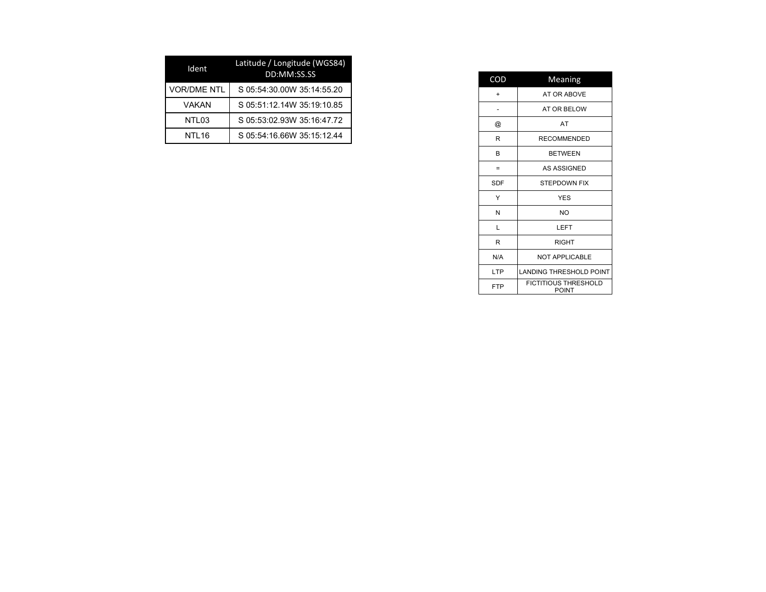| Ident | Latitude / Longitude (WGS84) DD:MM:SS.SS |
|---|---|
| VOR/DME NTL | S 05:54:30.00W 35:14:55.20 |
| VAKAN | S 05:51:12.14W 35:19:10.85 |
| NTL03 | S 05:53:02.93W 35:16:47.72 |
| NTL16 | S 05:54:16.66W 35:15:12.44 |

| COD | Meaning |
|---|---|
| + | AT OR ABOVE |
| - | AT OR BELOW |
| @ | AT |
| R | RECOMMENDED |
| B | BETWEEN |
| = | AS ASSIGNED |
| SDF | STEPDOWN FIX |
| Y | YES |
| N | NO |
| L | LEFT |
| R | RIGHT |
| N/A | NOT APPLICABLE |
| LTP | LANDING THRESHOLD POINT |
| FTP | FICTITIOUS THRESHOLD POINT |